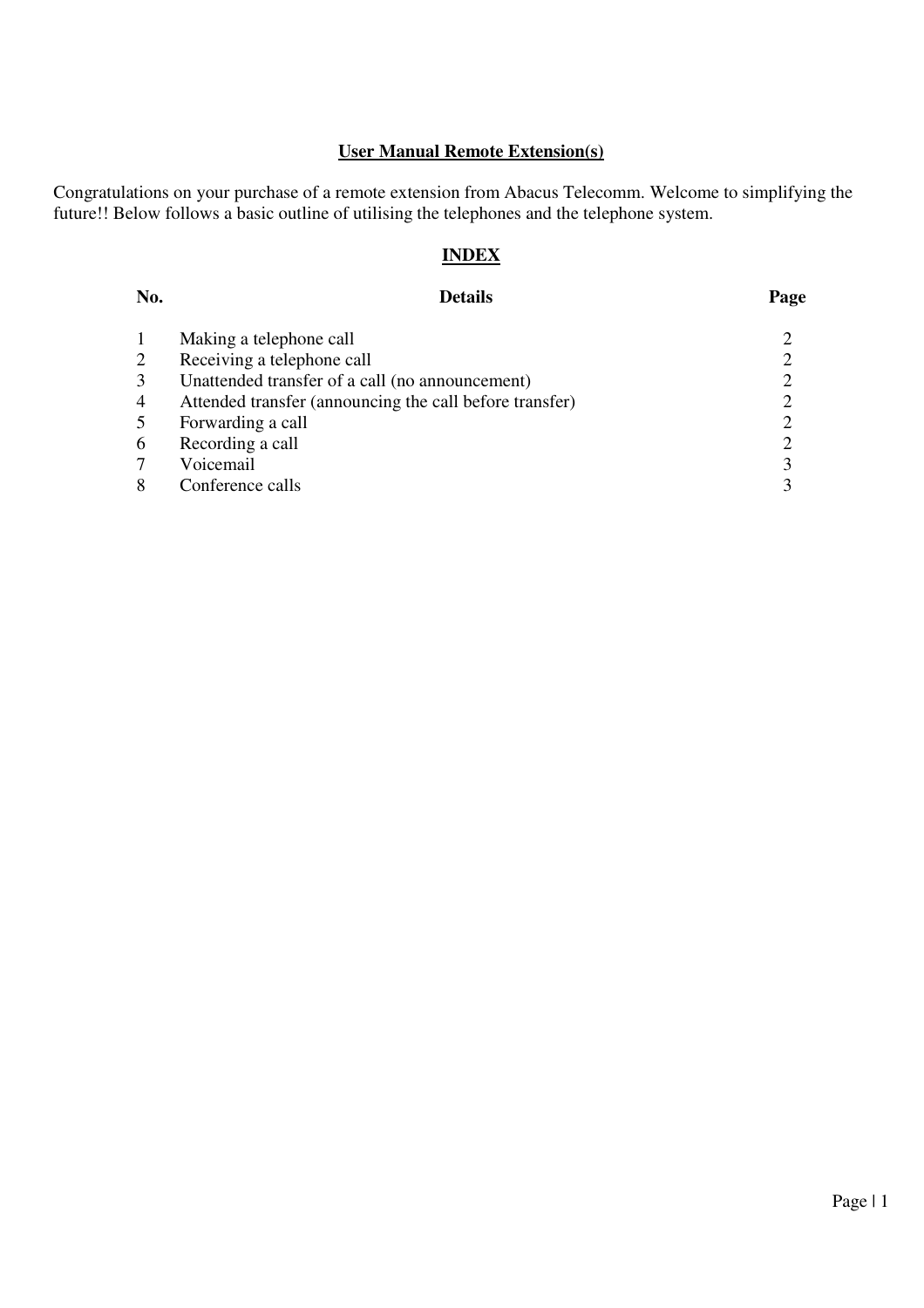# User Manual Remote Extension(s)

Congratulations on your purchase of a remote extension from Abacus Telecomm. Welcome to simplifying the future!! Below follows a basic outline of utilising the telephones and the telephone system.

## INDEX

| No. | Details | Page |
|---|---|---|
| 1 | Making a telephone call | 2 |
| 2 | Receiving a telephone call | 2 |
| 3 | Unattended transfer of a call (no announcement) | 2 |
| 4 | Attended transfer (announcing the call before transfer) | 2 |
| 5 | Forwarding a call | 2 |
| 6 | Recording a call | 2 |
| 7 | Voicemail | 3 |
| 8 | Conference calls | 3 |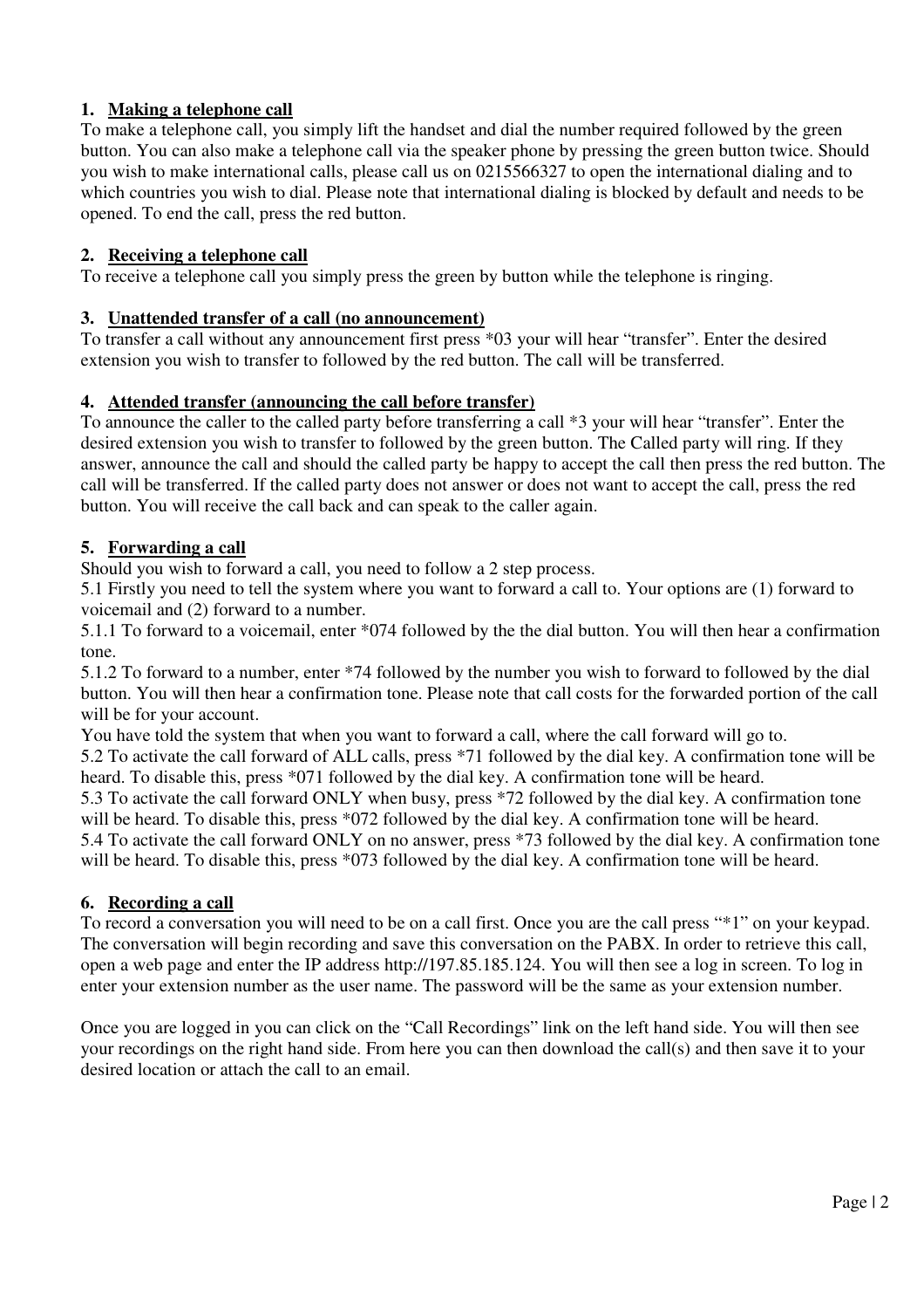## 1. Making a telephone call

To make a telephone call, you simply lift the handset and dial the number required followed by the green button. You can also make a telephone call via the speaker phone by pressing the green button twice. Should you wish to make international calls, please call us on 0215566327 to open the international dialing and to which countries you wish to dial. Please note that international dialing is blocked by default and needs to be opened. To end the call, press the red button.

## 2. Receiving a telephone call

To receive a telephone call you simply press the green by button while the telephone is ringing.

## 3. Unattended transfer of a call (no announcement)

To transfer a call without any announcement first press *03 your will hear "transfer". Enter the desired extension you wish to transfer to followed by the red button. The call will be transferred.

## 4. Attended transfer (announcing the call before transfer)

To announce the caller to the called party before transferring a call *3 your will hear "transfer". Enter the desired extension you wish to transfer to followed by the green button. The Called party will ring. If they answer, announce the call and should the called party be happy to accept the call then press the red button. The call will be transferred. If the called party does not answer or does not want to accept the call, press the red button. You will receive the call back and can speak to the caller again.

## 5. Forwarding a call

Should you wish to forward a call, you need to follow a 2 step process.

5.1 Firstly you need to tell the system where you want to forward a call to. Your options are (1) forward to voicemail and (2) forward to a number.

5.1.1 To forward to a voicemail, enter *074 followed by the the dial button. You will then hear a confirmation tone.

5.1.2 To forward to a number, enter *74 followed by the number you wish to forward to followed by the dial button. You will then hear a confirmation tone. Please note that call costs for the forwarded portion of the call will be for your account.

You have told the system that when you want to forward a call, where the call forward will go to.

5.2 To activate the call forward of ALL calls, press *71 followed by the dial key. A confirmation tone will be heard. To disable this, press *071 followed by the dial key. A confirmation tone will be heard.

5.3 To activate the call forward ONLY when busy, press *72 followed by the dial key. A confirmation tone will be heard. To disable this, press *072 followed by the dial key. A confirmation tone will be heard.

5.4 To activate the call forward ONLY on no answer, press *73 followed by the dial key. A confirmation tone will be heard. To disable this, press *073 followed by the dial key. A confirmation tone will be heard.

## 6. Recording a call

To record a conversation you will need to be on a call first. Once you are the call press "*1" on your keypad. The conversation will begin recording and save this conversation on the PABX. In order to retrieve this call, open a web page and enter the IP address http://197.85.185.124. You will then see a log in screen. To log in enter your extension number as the user name. The password will be the same as your extension number.

Once you are logged in you can click on the "Call Recordings" link on the left hand side. You will then see your recordings on the right hand side. From here you can then download the call(s) and then save it to your desired location or attach the call to an email.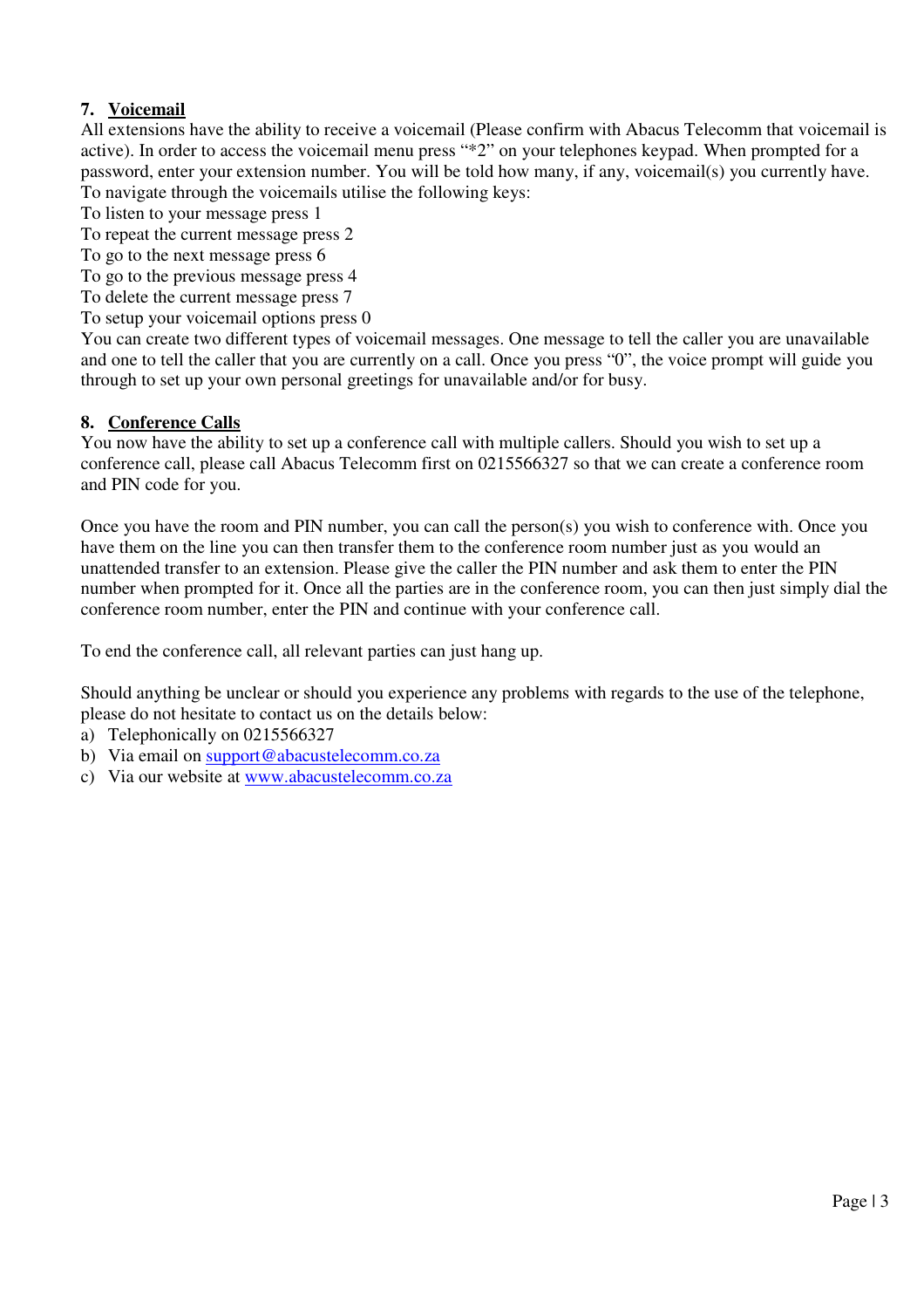## 7. Voicemail

All extensions have the ability to receive a voicemail (Please confirm with Abacus Telecomm that voicemail is active). In order to access the voicemail menu press "*2" on your telephones keypad. When prompted for a password, enter your extension number. You will be told how many, if any, voicemail(s) you currently have. To navigate through the voicemails utilise the following keys:

To listen to your message press 1
To repeat the current message press 2
To go to the next message press 6
To go to the previous message press 4
To delete the current message press 7
To setup your voicemail options press 0

You can create two different types of voicemail messages. One message to tell the caller you are unavailable and one to tell the caller that you are currently on a call. Once you press "0", the voice prompt will guide you through to set up your own personal greetings for unavailable and/or for busy.

## 8. Conference Calls

You now have the ability to set up a conference call with multiple callers. Should you wish to set up a conference call, please call Abacus Telecomm first on 0215566327 so that we can create a conference room and PIN code for you.

Once you have the room and PIN number, you can call the person(s) you wish to conference with. Once you have them on the line you can then transfer them to the conference room number just as you would an unattended transfer to an extension. Please give the caller the PIN number and ask them to enter the PIN number when prompted for it. Once all the parties are in the conference room, you can then just simply dial the conference room number, enter the PIN and continue with your conference call.

To end the conference call, all relevant parties can just hang up.

Should anything be unclear or should you experience any problems with regards to the use of the telephone, please do not hesitate to contact us on the details below:

a) Telephonically on 0215566327
b) Via email on support@abacustelecomm.co.za
c) Via our website at www.abacustelecomm.co.za